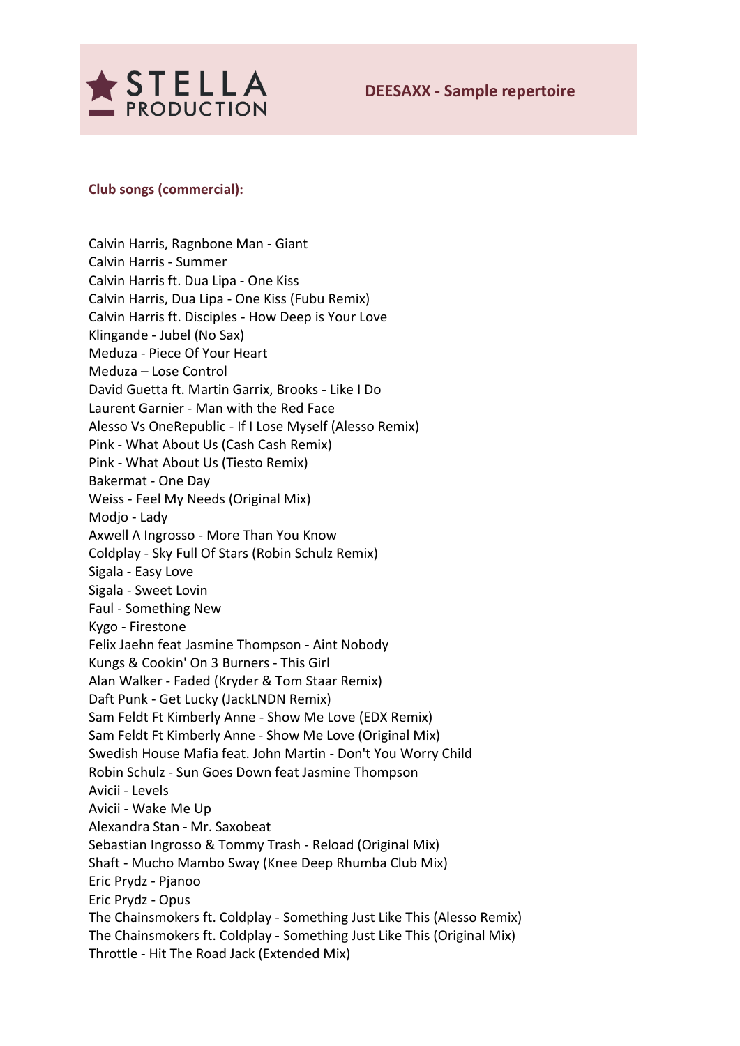**STELLA PRODUCTION**

# DEESAXX - Sample repertoire

## Club songs (commercial):

Calvin Harris, Ragnbone Man - Giant
Calvin Harris - Summer
Calvin Harris ft. Dua Lipa - One Kiss
Calvin Harris, Dua Lipa - One Kiss (Fubu Remix)
Calvin Harris ft. Disciples - How Deep is Your Love
Klingande - Jubel (No Sax)
Meduza - Piece Of Your Heart
Meduza – Lose Control
David Guetta ft. Martin Garrix, Brooks - Like I Do
Laurent Garnier - Man with the Red Face
Alesso Vs OneRepublic - If I Lose Myself (Alesso Remix)
Pink - What About Us (Cash Cash Remix)
Pink - What About Us (Tiesto Remix)
Bakermat - One Day
Weiss - Feel My Needs (Original Mix)
Modjo - Lady
Axwell Λ Ingrosso - More Than You Know
Coldplay - Sky Full Of Stars (Robin Schulz Remix)
Sigala - Easy Love
Sigala - Sweet Lovin
Faul - Something New
Kygo - Firestone
Felix Jaehn feat Jasmine Thompson - Aint Nobody
Kungs & Cookin' On 3 Burners - This Girl
Alan Walker - Faded (Kryder & Tom Staar Remix)
Daft Punk - Get Lucky (JackLNDN Remix)
Sam Feldt Ft Kimberly Anne - Show Me Love (EDX Remix)
Sam Feldt Ft Kimberly Anne - Show Me Love (Original Mix)
Swedish House Mafia feat. John Martin - Don't You Worry Child
Robin Schulz - Sun Goes Down feat Jasmine Thompson
Avicii - Levels
Avicii - Wake Me Up
Alexandra Stan - Mr. Saxobeat
Sebastian Ingrosso & Tommy Trash - Reload (Original Mix)
Shaft - Mucho Mambo Sway (Knee Deep Rhumba Club Mix)
Eric Prydz - Pjanoo
Eric Prydz - Opus
The Chainsmokers ft. Coldplay - Something Just Like This (Alesso Remix)
The Chainsmokers ft. Coldplay - Something Just Like This (Original Mix)
Throttle - Hit The Road Jack (Extended Mix)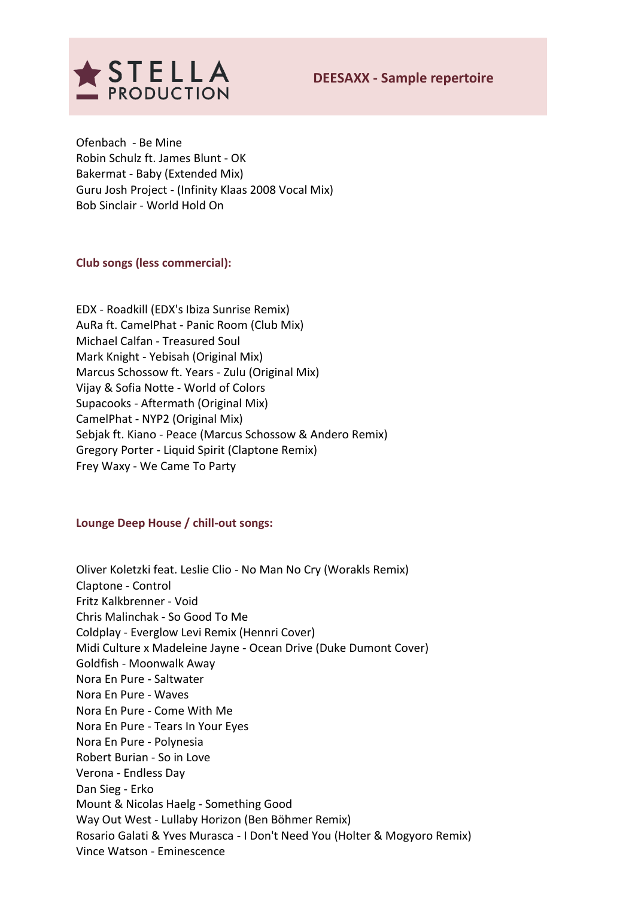Ofenbach - Be Mine
Robin Schulz ft. James Blunt - OK
Bakermat - Baby (Extended Mix)
Guru Josh Project - (Infinity Klaas 2008 Vocal Mix)
Bob Sinclair - World Hold On

**Club songs (less commercial):**

EDX - Roadkill (EDX's Ibiza Sunrise Remix)
AuRa ft. CamelPhat - Panic Room (Club Mix)
Michael Calfan - Treasured Soul
Mark Knight - Yebisah (Original Mix)
Marcus Schossow ft. Years - Zulu (Original Mix)
Vijay & Sofia Notte - World of Colors
Supacooks - Aftermath (Original Mix)
CamelPhat - NYP2 (Original Mix)
Sebjak ft. Kiano - Peace (Marcus Schossow & Andero Remix)
Gregory Porter - Liquid Spirit (Claptone Remix)
Frey Waxy - We Came To Party

**Lounge Deep House / chill-out songs:**

Oliver Koletzki feat. Leslie Clio - No Man No Cry (Worakls Remix)
Claptone - Control
Fritz Kalkbrenner - Void
Chris Malinchak - So Good To Me
Coldplay - Everglow Levi Remix (Hennri Cover)
Midi Culture x Madeleine Jayne - Ocean Drive (Duke Dumont Cover)
Goldfish - Moonwalk Away
Nora En Pure - Saltwater
Nora En Pure - Waves
Nora En Pure - Come With Me
Nora En Pure - Tears In Your Eyes
Nora En Pure - Polynesia
Robert Burian - So in Love
Verona - Endless Day
Dan Sieg - Erko
Mount & Nicolas Haelg - Something Good
Way Out West - Lullaby Horizon (Ben Böhmer Remix)
Rosario Galati & Yves Murasca - I Don't Need You (Holter & Mogyoro Remix)
Vince Watson - Eminescence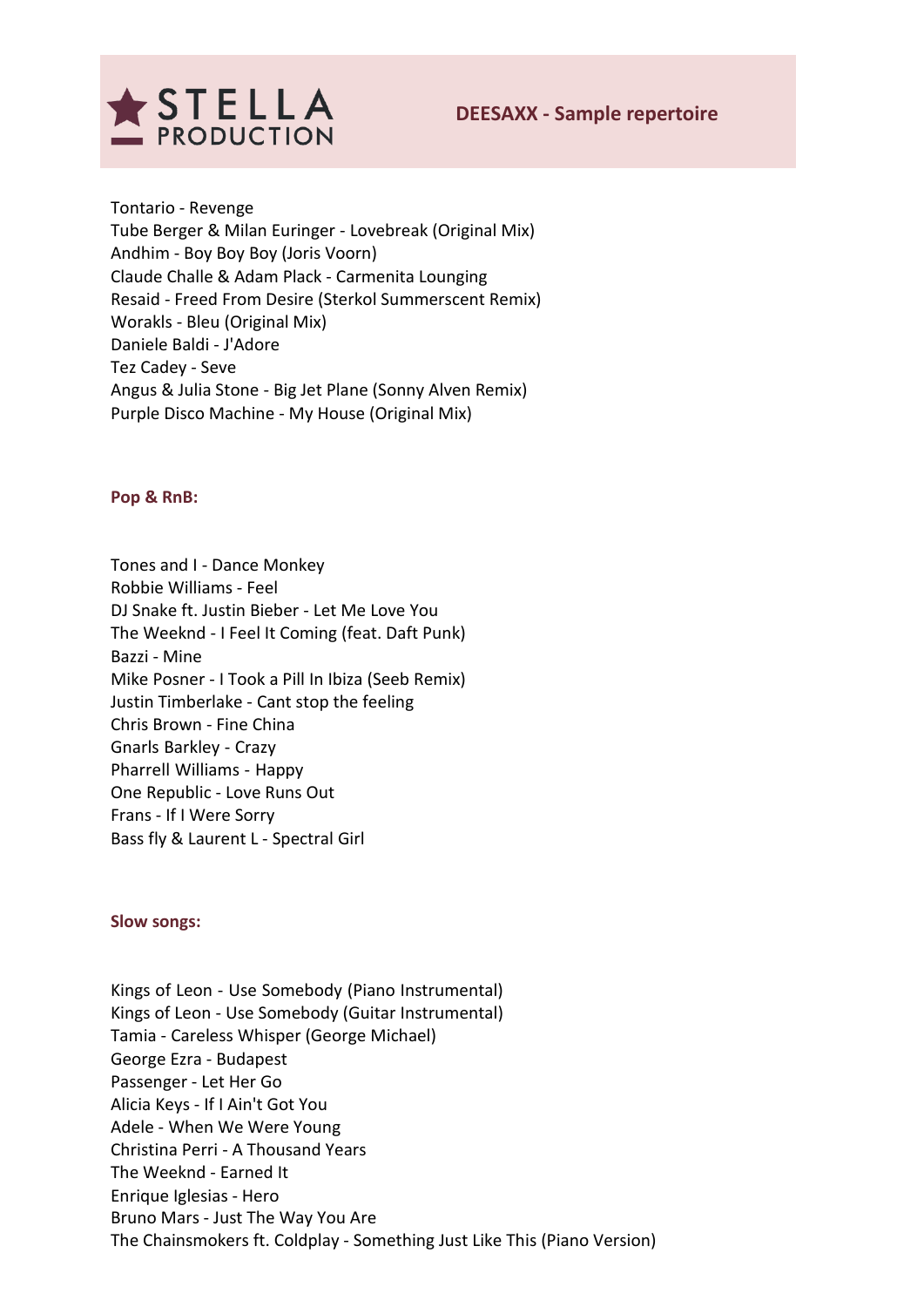Tontario - Revenge
Tube Berger & Milan Euringer - Lovebreak (Original Mix)
Andhim - Boy Boy Boy (Joris Voorn)
Claude Challe & Adam Plack - Carmenita Lounging
Resaid - Freed From Desire (Sterkol Summerscent Remix)
Workals - Bleu (Original Mix)
Daniele Baldi - J'Adore
Tez Cadey - Seve
Angus & Julia Stone - Big Jet Plane (Sonny Alven Remix)
Purple Disco Machine - My House (Original Mix)

**Pop & RnB:**

Tones and I - Dance Monkey
Robbie Williams - Feel
DJ Snake ft. Justin Bieber - Let Me Love You
The Weeknd - I Feel It Coming (feat. Daft Punk)
Bazzi - Mine
Mike Posner - I Took a Pill In Ibiza (Seeb Remix)
Justin Timberlake - Cant stop the feeling
Chris Brown - Fine China
Gnarls Barkley - Crazy
Pharrell Williams - Happy
One Republic - Love Runs Out
Frans - If I Were Sorry
Bass fly & Laurent L - Spectral Girl

**Slow songs:**

Kings of Leon - Use Somebody (Piano Instrumental)
Kings of Leon - Use Somebody (Guitar Instrumental)
Tamia - Careless Whisper (George Michael)
George Ezra - Budapest
Passenger - Let Her Go
Alicia Keys - If I Ain't Got You
Adele - When We Were Young
Christina Perri - A Thousand Years
The Weeknd - Earned It
Enrique Iglesias - Hero
Bruno Mars - Just The Way You Are
The Chainsmokers ft. Coldplay - Something Just Like This (Piano Version)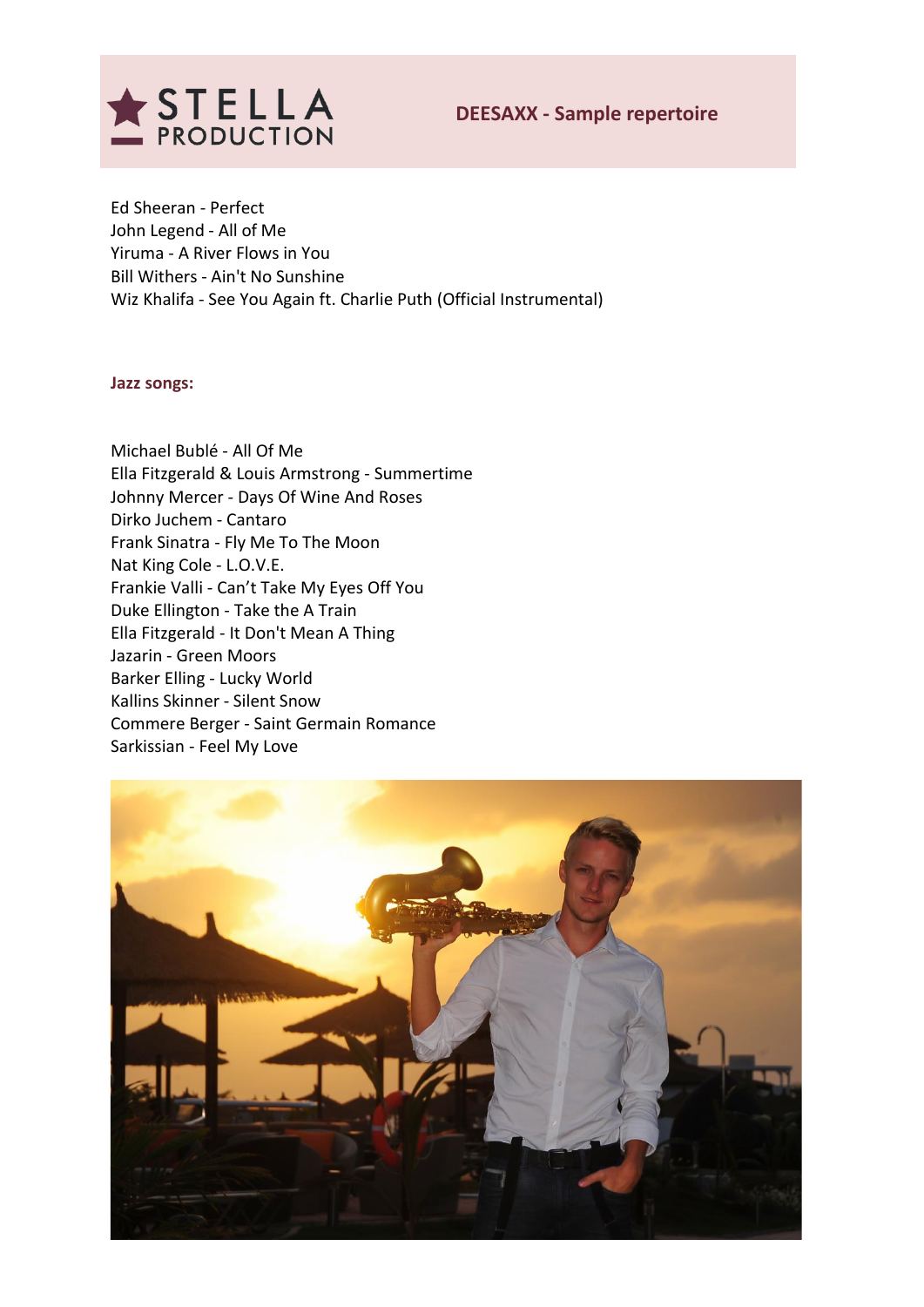Ed Sheeran - Perfect
John Legend - All of Me
Yiruma - A River Flows in You
Bill Withers - Ain't No Sunshine
Wiz Khalifa - See You Again ft. Charlie Puth (Official Instrumental)

**Jazz songs:**

Michael Bublé - All Of Me
Ella Fitzgerald & Louis Armstrong - Summertime
Johnny Mercer - Days Of Wine And Roses
Dirko Juchem - Cantaro
Frank Sinatra - Fly Me To The Moon
Nat King Cole - L.O.V.E.
Frankie Valli - Can't Take My Eyes Off You
Duke Ellington - Take the A Train
Ella Fitzgerald - It Don't Mean A Thing
Jazarin - Green Moors
Barker Elling - Lucky World
Kallins Skinner - Silent Snow
Commere Berger - Saint Germain Romance
Sarkissian - Feel My Love